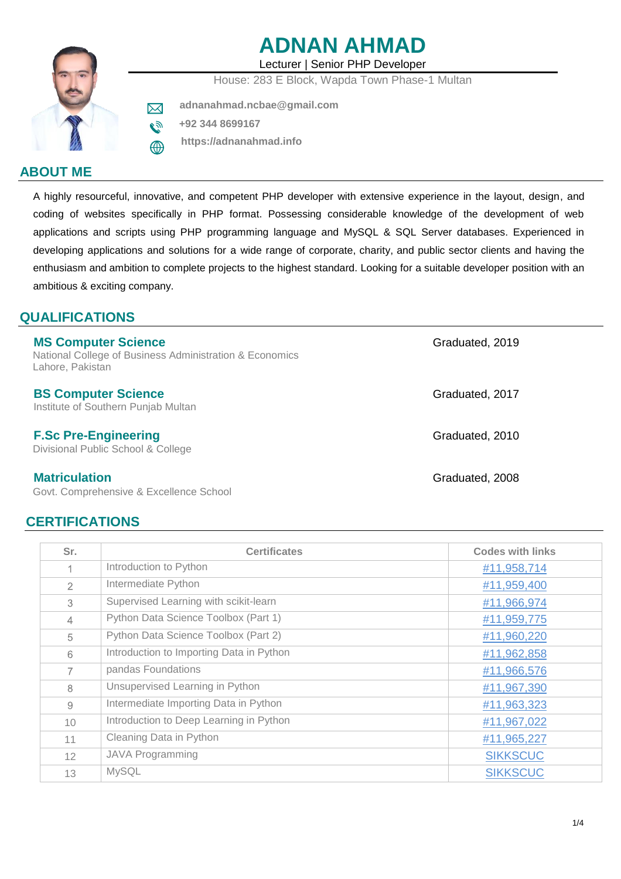# ADNAN AHMAD

Lecturer | Senior PHP Developer

House: 283 E Block, Wapda Town Phase-1 Multan

**adnanahmad.ncbae@gmail.com**

**+92 344 8699167**

**https://adnanahmad.info**

## ABOUT ME

A highly resourceful, innovative, and competent PHP developer with extensive experience in the layout, design, and coding of websites specifically in PHP format. Possessing considerable knowledge of the development of web applications and scripts using PHP programming language and MySQL & SQL Server databases. Experienced in developing applications and solutions for a wide range of corporate, charity, and public sector clients and having the enthusiasm and ambition to complete projects to the highest standard. Looking for a suitable developer position with an ambitious & exciting company.

## QUALIFICATIONS

### MS Computer Science
National College of Business Administration & Economics
Lahore, Pakistan

Graduated, 2019

### BS Computer Science
Institute of Southern Punjab Multan

Graduated, 2017

### F.Sc Pre-Engineering
Divisional Public School & College

Graduated, 2010

### Matriculation
Govt. Comprehensive & Excellence School

Graduated, 2008

## CERTIFICATIONS

| Sr. | Certificates | Codes with links |
|---|---|---|
| 1 | Introduction to Python | #11,958,714 |
| 2 | Intermediate Python | #11,959,400 |
| 3 | Supervised Learning with scikit-learn | #11,966,974 |
| 4 | Python Data Science Toolbox (Part 1) | #11,959,775 |
| 5 | Python Data Science Toolbox (Part 2) | #11,960,220 |
| 6 | Introduction to Importing Data in Python | #11,962,858 |
| 7 | pandas Foundations | #11,966,576 |
| 8 | Unsupervised Learning in Python | #11,967,390 |
| 9 | Intermediate Importing Data in Python | #11,963,323 |
| 10 | Introduction to Deep Learning in Python | #11,967,022 |
| 11 | Cleaning Data in Python | #11,965,227 |
| 12 | JAVA Programming | SIKKSCUC |
| 13 | MySQL | SIKKSCUC |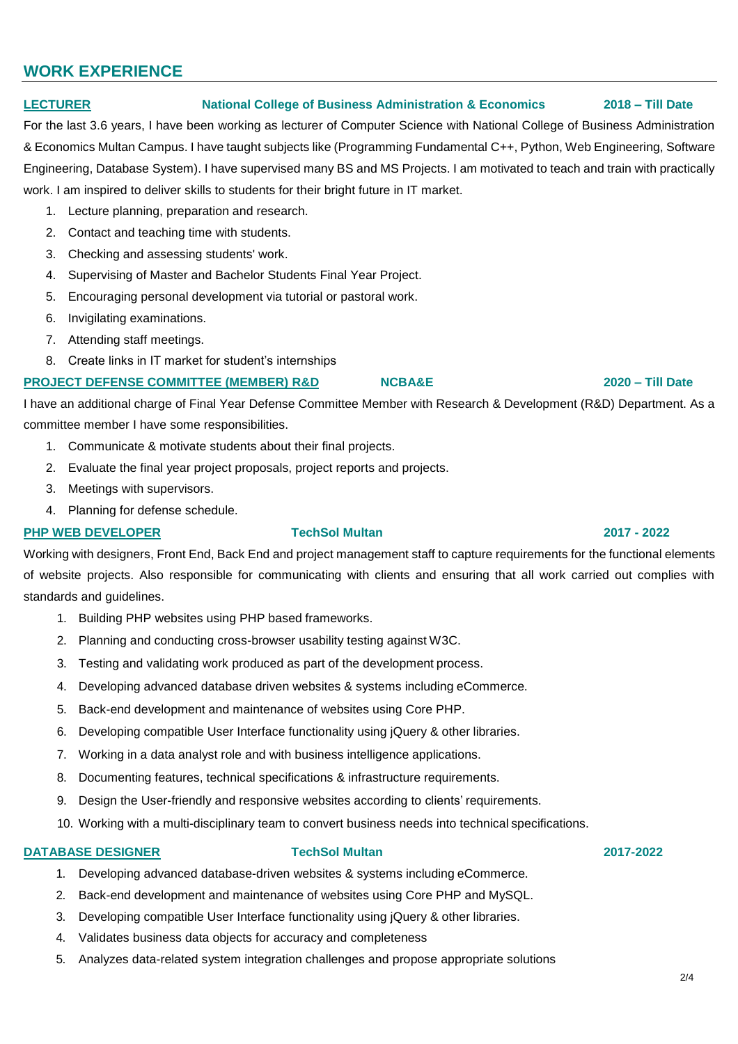## WORK EXPERIENCE

**LECTURER** | **National College of Business Administration & Economics** | **2018 – Till Date**

For the last 3.6 years, I have been working as lecturer of Computer Science with National College of Business Administration & Economics Multan Campus. I have taught subjects like (Programming Fundamental C++, Python, Web Engineering, Software Engineering, Database System). I have supervised many BS and MS Projects. I am motivated to teach and train with practically work. I am inspired to deliver skills to students for their bright future in IT market.

1. Lecture planning, preparation and research.
2. Contact and teaching time with students.
3. Checking and assessing students' work.
4. Supervising of Master and Bachelor Students Final Year Project.
5. Encouraging personal development via tutorial or pastoral work.
6. Invigilating examinations.
7. Attending staff meetings.
8. Create links in IT market for student's internships

**PROJECT DEFENSE COMMITTEE (MEMBER) R&D** | **NCBA&E** | **2020 – Till Date**

I have an additional charge of Final Year Defense Committee Member with Research & Development (R&D) Department. As a committee member I have some responsibilities.

1. Communicate & motivate students about their final projects.
2. Evaluate the final year project proposals, project reports and projects.
3. Meetings with supervisors.
4. Planning for defense schedule.

**PHP WEB DEVELOPER** | **TechSol Multan** | **2017 - 2022**

Working with designers, Front End, Back End and project management staff to capture requirements for the functional elements of website projects. Also responsible for communicating with clients and ensuring that all work carried out complies with standards and guidelines.

1. Building PHP websites using PHP based frameworks.
2. Planning and conducting cross-browser usability testing against W3C.
3. Testing and validating work produced as part of the development process.
4. Developing advanced database driven websites & systems including eCommerce.
5. Back-end development and maintenance of websites using Core PHP.
6. Developing compatible User Interface functionality using jQuery & other libraries.
7. Working in a data analyst role and with business intelligence applications.
8. Documenting features, technical specifications & infrastructure requirements.
9. Design the User-friendly and responsive websites according to clients' requirements.
10. Working with a multi-disciplinary team to convert business needs into technical specifications.

**DATABASE DESIGNER** | **TechSol Multan** | **2017-2022**

1. Developing advanced database-driven websites & systems including eCommerce.
2. Back-end development and maintenance of websites using Core PHP and MySQL.
3. Developing compatible User Interface functionality using jQuery & other libraries.
4. Validates business data objects for accuracy and completeness
5. Analyzes data-related system integration challenges and propose appropriate solutions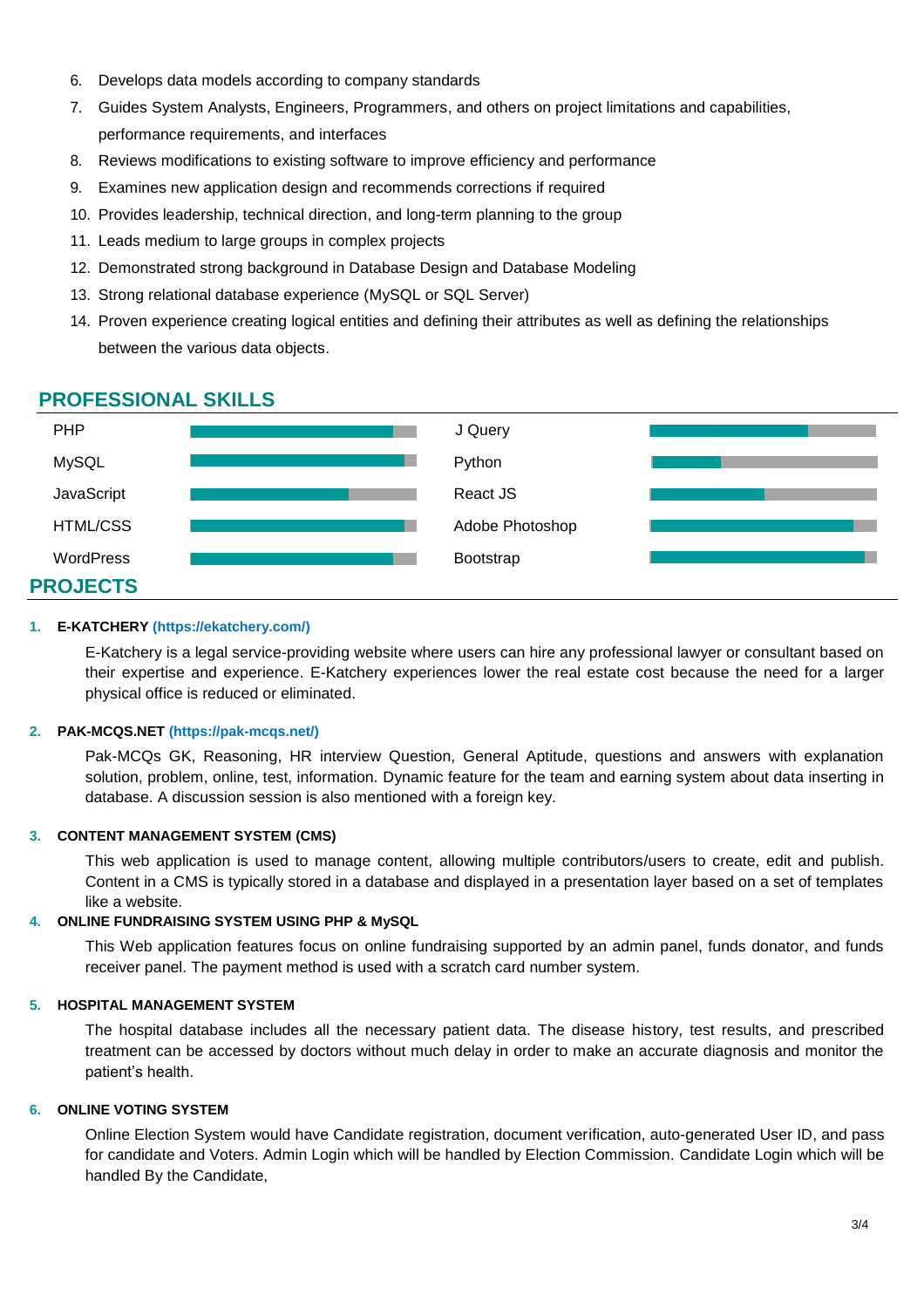6. Develops data models according to company standards
7. Guides System Analysts, Engineers, Programmers, and others on project limitations and capabilities, performance requirements, and interfaces
8. Reviews modifications to existing software to improve efficiency and performance
9. Examines new application design and recommends corrections if required
10. Provides leadership, technical direction, and long-term planning to the group
11. Leads medium to large groups in complex projects
12. Demonstrated strong background in Database Design and Database Modeling
13. Strong relational database experience (MySQL or SQL Server)
14. Proven experience creating logical entities and defining their attributes as well as defining the relationships between the various data objects.

## PROFESSIONAL SKILLS

- PHP
- MySQL
- JavaScript
- HTML/CSS
- WordPress
- J Query
- Python
- React JS
- Adobe Photoshop
- Bootstrap

## PROJECTS

1. **E-KATCHERY (https://ekatchery.com/)**

   E-Katchery is a legal service-providing website where users can hire any professional lawyer or consultant based on their expertise and experience. E-Katchery experiences lower the real estate cost because the need for a larger physical office is reduced or eliminated.

2. **PAK-MCQS.NET (https://pak-mcqs.net/)**

   Pak-MCQs GK, Reasoning, HR interview Question, General Aptitude, questions and answers with explanation solution, problem, online, test, information. Dynamic feature for the team and earning system about data inserting in database. A discussion session is also mentioned with a foreign key.

3. **CONTENT MANAGEMENT SYSTEM (CMS)**

   This web application is used to manage content, allowing multiple contributors/users to create, edit and publish. Content in a CMS is typically stored in a database and displayed in a presentation layer based on a set of templates like a website.

4. **ONLINE FUNDRAISING SYSTEM USING PHP & MySQL**

   This Web application features focus on online fundraising supported by an admin panel, funds donator, and funds receiver panel. The payment method is used with a scratch card number system.

5. **HOSPITAL MANAGEMENT SYSTEM**

   The hospital database includes all the necessary patient data. The disease history, test results, and prescribed treatment can be accessed by doctors without much delay in order to make an accurate diagnosis and monitor the patient's health.

6. **ONLINE VOTING SYSTEM**

   Online Election System would have Candidate registration, document verification, auto-generated User ID, and pass for candidate and Voters. Admin Login which will be handled by Election Commission. Candidate Login which will be handled By the Candidate,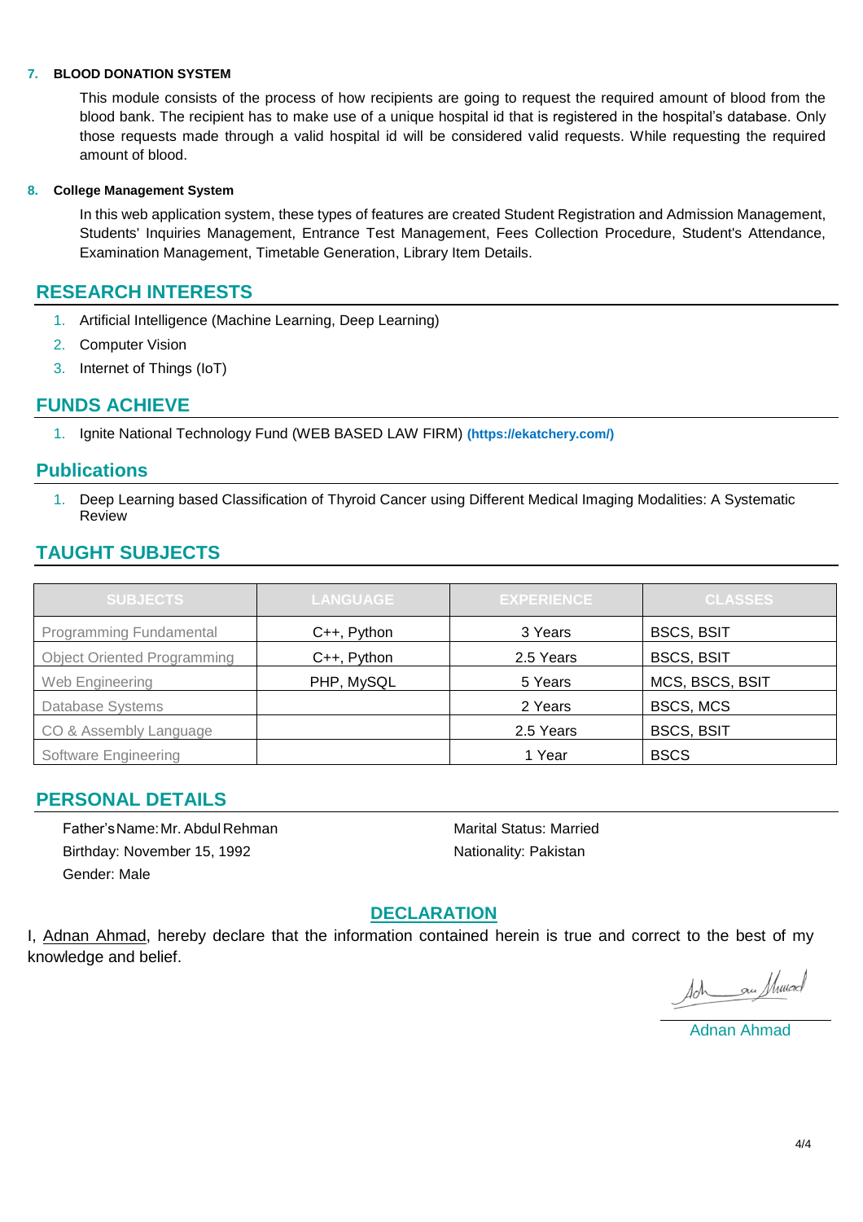7. **BLOOD DONATION SYSTEM**

   This module consists of the process of how recipients are going to request the required amount of blood from the blood bank. The recipient has to make use of a unique hospital id that is registered in the hospital's database. Only those requests made through a valid hospital id will be considered valid requests. While requesting the required amount of blood.

8. **College Management System**

   In this web application system, these types of features are created Student Registration and Admission Management, Students' Inquiries Management, Entrance Test Management, Fees Collection Procedure, Student's Attendance, Examination Management, Timetable Generation, Library Item Details.

## RESEARCH INTERESTS

1. Artificial Intelligence (Machine Learning, Deep Learning)
2. Computer Vision
3. Internet of Things (IoT)

## FUNDS ACHIEVE

1. Ignite National Technology Fund (WEB BASED LAW FIRM) **(https://ekatchery.com/)**

## Publications

1. Deep Learning based Classification of Thyroid Cancer using Different Medical Imaging Modalities: A Systematic Review

## TAUGHT SUBJECTS

| SUBJECTS | LANGUAGE | EXPERIENCE | CLASSES |
|---|---|---|---|
| Programming Fundamental | C++, Python | 3 Years | BSCS, BSIT |
| Object Oriented Programming | C++, Python | 2.5 Years | BSCS, BSIT |
| Web Engineering | PHP, MySQL | 5 Years | MCS, BSCS, BSIT |
| Database Systems | | 2 Years | BSCS, MCS |
| CO & Assembly Language | | 2.5 Years | BSCS, BSIT |
| Software Engineering | | 1 Year | BSCS |

## PERSONAL DETAILS

Father's Name: Mr. Abdul Rehman
Birthday: November 15, 1992
Gender: Male
Marital Status: Married
Nationality: Pakistan

## DECLARATION

I, Adnan Ahmad, hereby declare that the information contained herein is true and correct to the best of my knowledge and belief.

Adnan Ahmad